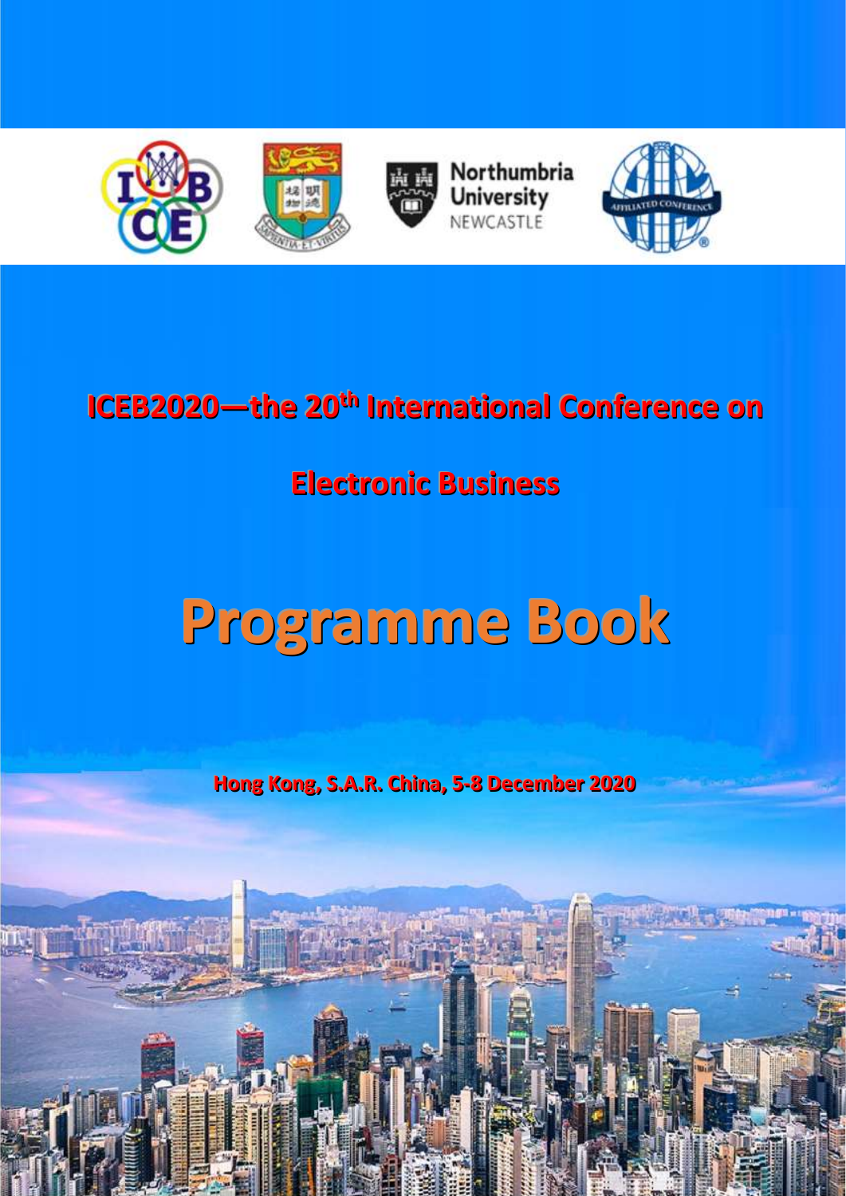Northumbria University NEWCASTLE

# ICEB2020—the 20th International Conference on Electronic Business

# Programme Book

Hong Kong, S.A.R. China, 5-8 December 2020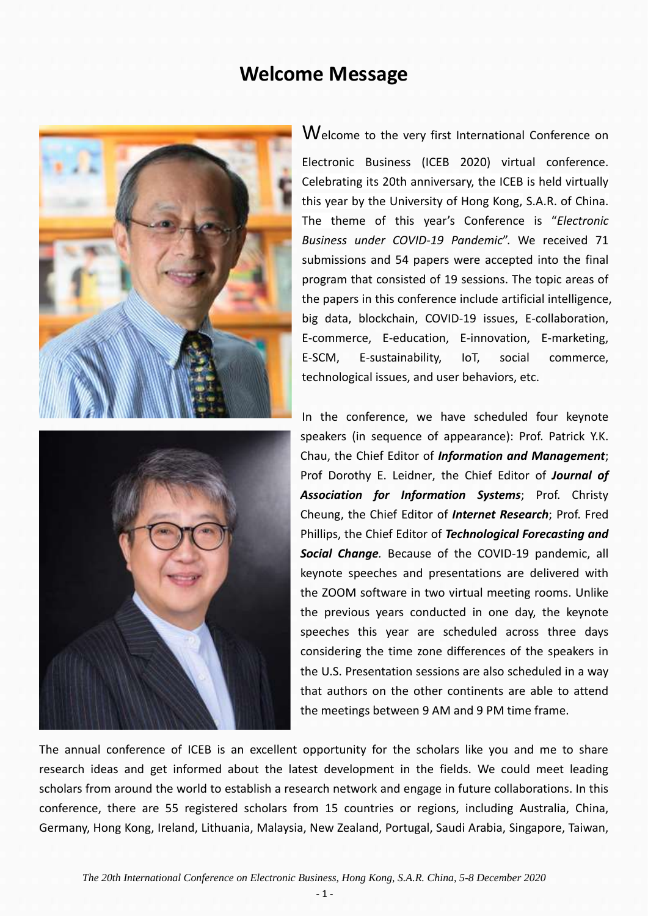# Welcome Message

Welcome to the very first International Conference on Electronic Business (ICEB 2020) virtual conference. Celebrating its 20th anniversary, the ICEB is held virtually this year by the University of Hong Kong, S.A.R. of China. The theme of this year's Conference is "*Electronic Business under COVID-19 Pandemic*". We received 71 submissions and 54 papers were accepted into the final program that consisted of 19 sessions. The topic areas of the papers in this conference include artificial intelligence, big data, blockchain, COVID-19 issues, E-collaboration, E-commerce, E-education, E-innovation, E-marketing, E-SCM, E-sustainability, IoT, social commerce, technological issues, and user behaviors, etc.

In the conference, we have scheduled four keynote speakers (in sequence of appearance): Prof. Patrick Y.K. Chau, the Chief Editor of ***Information and Management***; Prof Dorothy E. Leidner, the Chief Editor of ***Journal of Association for Information Systems***; Prof. Christy Cheung, the Chief Editor of ***Internet Research***; Prof. Fred Phillips, the Chief Editor of ***Technological Forecasting and Social Change***. Because of the COVID-19 pandemic, all keynote speeches and presentations are delivered with the ZOOM software in two virtual meeting rooms. Unlike the previous years conducted in one day, the keynote speeches this year are scheduled across three days considering the time zone differences of the speakers in the U.S. Presentation sessions are also scheduled in a way that authors on the other continents are able to attend the meetings between 9 AM and 9 PM time frame.

The annual conference of ICEB is an excellent opportunity for the scholars like you and me to share research ideas and get informed about the latest development in the fields. We could meet leading scholars from around the world to establish a research network and engage in future collaborations. In this conference, there are 55 registered scholars from 15 countries or regions, including Australia, China, Germany, Hong Kong, Ireland, Lithuania, Malaysia, New Zealand, Portugal, Saudi Arabia, Singapore, Taiwan,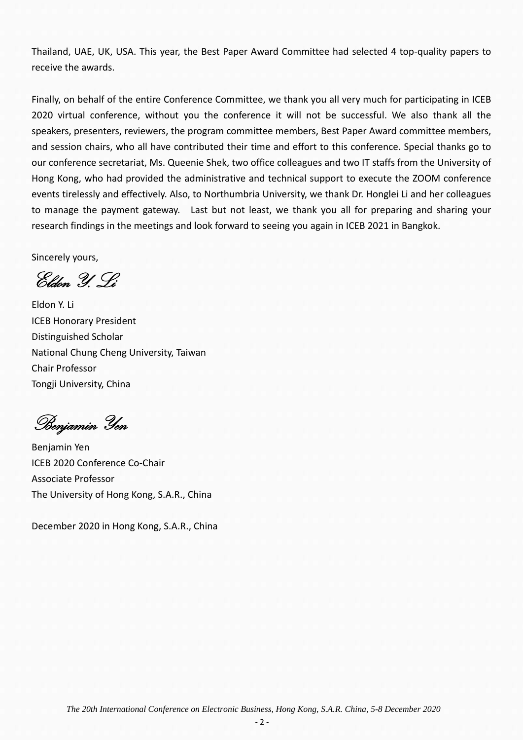Thailand, UAE, UK, USA. This year, the Best Paper Award Committee had selected 4 top-quality papers to receive the awards.

Finally, on behalf of the entire Conference Committee, we thank you all very much for participating in ICEB 2020 virtual conference, without you the conference it will not be successful. We also thank all the speakers, presenters, reviewers, the program committee members, Best Paper Award committee members, and session chairs, who all have contributed their time and effort to this conference. Special thanks go to our conference secretariat, Ms. Queenie Shek, two office colleagues and two IT staffs from the University of Hong Kong, who had provided the administrative and technical support to execute the ZOOM conference events tirelessly and effectively. Also, to Northumbria University, we thank Dr. Honglei Li and her colleagues to manage the payment gateway. Last but not least, we thank you all for preparing and sharing your research findings in the meetings and look forward to seeing you again in ICEB 2021 in Bangkok.

Sincerely yours,

*Eldon Y. Li*

Eldon Y. Li
ICEB Honorary President
Distinguished Scholar
National Chung Cheng University, Taiwan
Chair Professor
Tongji University, China

*Benjamin Yen*

Benjamin Yen
ICEB 2020 Conference Co-Chair
Associate Professor
The University of Hong Kong, S.A.R., China

December 2020 in Hong Kong, S.A.R., China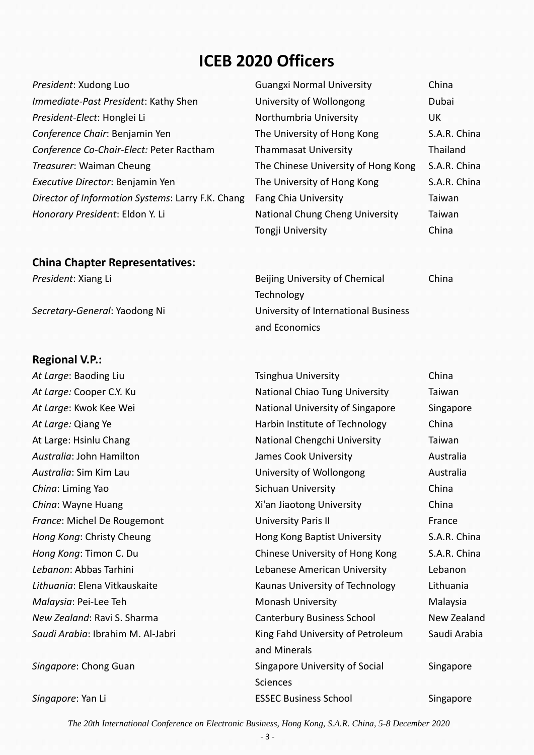# ICEB 2020 Officers

| | | |
|---|---|---|
| *President*: Xudong Luo | Guangxi Normal University | China |
| *Immediate-Past President*: Kathy Shen | University of Wollongong | Dubai |
| *President-Elect*: Honglei Li | Northumbria University | UK |
| *Conference Chair*: Benjamin Yen | The University of Hong Kong | S.A.R. China |
| *Conference Co-Chair-Elect:* Peter Ractham | Thammasat University | Thailand |
| *Treasurer*: Waiman Cheung | The Chinese University of Hong Kong | S.A.R. China |
| *Executive Director*: Benjamin Yen | The University of Hong Kong | S.A.R. China |
| *Director of Information Systems*: Larry F.K. Chang | Fang Chia University | Taiwan |
| *Honorary President*: Eldon Y. Li | National Chung Cheng University | Taiwan |
| | Tongji University | China |

## China Chapter Representatives:

| | | |
|---|---|---|
| *President*: Xiang Li | Beijing University of Chemical Technology | China |
| *Secretary-General*: Yaodong Ni | University of International Business and Economics | |

## Regional V.P.:

| | | |
|---|---|---|
| *At Large*: Baoding Liu | Tsinghua University | China |
| *At Large:* Cooper C.Y. Ku | National Chiao Tung University | Taiwan |
| *At Large*: Kwok Kee Wei | National University of Singapore | Singapore |
| *At Large:* Qiang Ye | Harbin Institute of Technology | China |
| At Large: Hsinlu Chang | National Chengchi University | Taiwan |
| *Australia*: John Hamilton | James Cook University | Australia |
| *Australia*: Sim Kim Lau | University of Wollongong | Australia |
| *China*: Liming Yao | Sichuan University | China |
| *China*: Wayne Huang | Xi'an Jiaotong University | China |
| *France*: Michel De Rougemont | University Paris II | France |
| *Hong Kong*: Christy Cheung | Hong Kong Baptist University | S.A.R. China |
| *Hong Kong*: Timon C. Du | Chinese University of Hong Kong | S.A.R. China |
| *Lebanon*: Abbas Tarhini | Lebanese American University | Lebanon |
| *Lithuania*: Elena Vitkauskaite | Kaunas University of Technology | Lithuania |
| *Malaysia*: Pei-Lee Teh | Monash University | Malaysia |
| *New Zealand*: Ravi S. Sharma | Canterbury Business School | New Zealand |
| *Saudi Arabia*: Ibrahim M. Al-Jabri | King Fahd University of Petroleum and Minerals | Saudi Arabia |
| *Singapore*: Chong Guan | Singapore University of Social Sciences | Singapore |
| *Singapore*: Yan Li | ESSEC Business School | Singapore |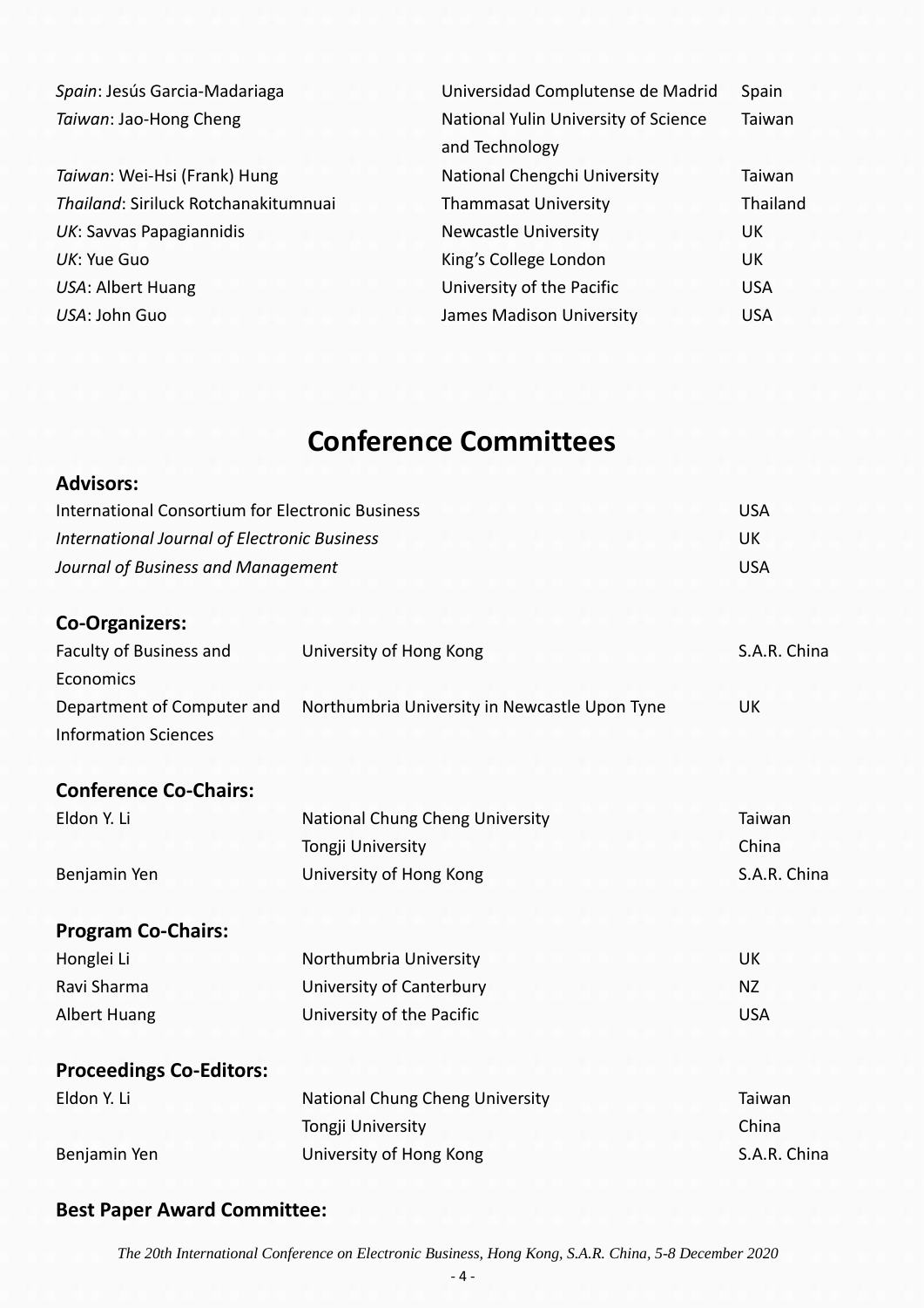| | | |
|---|---|---|
| *Spain*: Jesús Garcia-Madariaga | Universidad Complutense de Madrid | Spain |
| *Taiwan*: Jao-Hong Cheng | National Yulin University of Science and Technology | Taiwan |
| *Taiwan*: Wei-Hsi (Frank) Hung | National Chengchi University | Taiwan |
| *Thailand*: Siriluck Rotchanakitumnuai | Thammasat University | Thailand |
| *UK*: Savvas Papagiannidis | Newcastle University | UK |
| *UK*: Yue Guo | King's College London | UK |
| *USA*: Albert Huang | University of the Pacific | USA |
| *USA*: John Guo | James Madison University | USA |

# Conference Committees

## Advisors:

| | |
|---|---|
| International Consortium for Electronic Business | USA |
| *International Journal of Electronic Business* | UK |
| *Journal of Business and Management* | USA |

## Co-Organizers:

| | | |
|---|---|---|
| Faculty of Business and Economics | University of Hong Kong | S.A.R. China |
| Department of Computer and Information Sciences | Northumbria University in Newcastle Upon Tyne | UK |

## Conference Co-Chairs:

| | | |
|---|---|---|
| Eldon Y. Li | National Chung Cheng University | Taiwan |
| | Tongji University | China |
| Benjamin Yen | University of Hong Kong | S.A.R. China |

## Program Co-Chairs:

| | | |
|---|---|---|
| Honglei Li | Northumbria University | UK |
| Ravi Sharma | University of Canterbury | NZ |
| Albert Huang | University of the Pacific | USA |

## Proceedings Co-Editors:

| | | |
|---|---|---|
| Eldon Y. Li | National Chung Cheng University | Taiwan |
| | Tongji University | China |
| Benjamin Yen | University of Hong Kong | S.A.R. China |

## Best Paper Award Committee: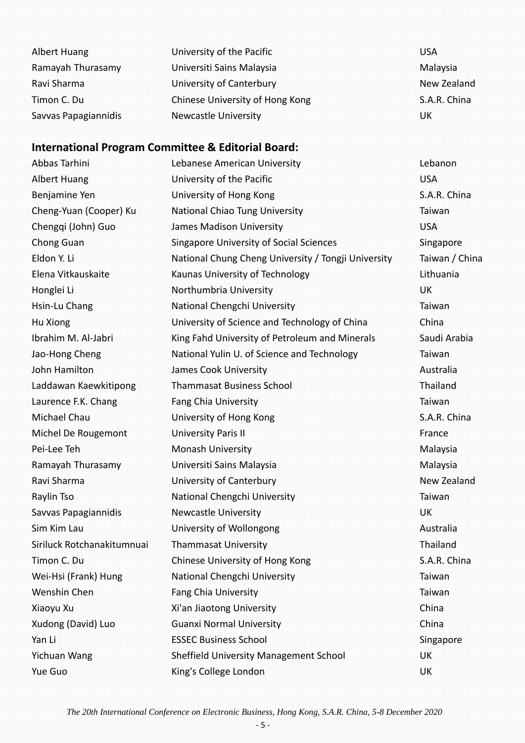| | | |
|---|---|---|
| Albert Huang | University of the Pacific | USA |
| Ramayah Thurasamy | Universiti Sains Malaysia | Malaysia |
| Ravi Sharma | University of Canterbury | New Zealand |
| Timon C. Du | Chinese University of Hong Kong | S.A.R. China |
| Savvas Papagiannidis | Newcastle University | UK |

**International Program Committee & Editorial Board:**

| | | |
|---|---|---|
| Abbas Tarhini | Lebanese American University | Lebanon |
| Albert Huang | University of the Pacific | USA |
| Benjamine Yen | University of Hong Kong | S.A.R. China |
| Cheng-Yuan (Cooper) Ku | National Chiao Tung University | Taiwan |
| Chengqi (John) Guo | James Madison University | USA |
| Chong Guan | Singapore University of Social Sciences | Singapore |
| Eldon Y. Li | National Chung Cheng University / Tongji University | Taiwan / China |
| Elena Vitkauskaite | Kaunas University of Technology | Lithuania |
| Honglei Li | Northumbria University | UK |
| Hsin-Lu Chang | National Chengchi University | Taiwan |
| Hu Xiong | University of Science and Technology of China | China |
| Ibrahim M. Al-Jabri | King Fahd University of Petroleum and Minerals | Saudi Arabia |
| Jao-Hong Cheng | National Yulin U. of Science and Technology | Taiwan |
| John Hamilton | James Cook University | Australia |
| Laddawan Kaewkitipong | Thammasat Business School | Thailand |
| Laurence F.K. Chang | Fang Chia University | Taiwan |
| Michael Chau | University of Hong Kong | S.A.R. China |
| Michel De Rougemont | University Paris II | France |
| Pei-Lee Teh | Monash University | Malaysia |
| Ramayah Thurasamy | Universiti Sains Malaysia | Malaysia |
| Ravi Sharma | University of Canterbury | New Zealand |
| Raylin Tso | National Chengchi University | Taiwan |
| Savvas Papagiannidis | Newcastle University | UK |
| Sim Kim Lau | University of Wollongong | Australia |
| Siriluck Rotchanakitumnuai | Thammasat University | Thailand |
| Timon C. Du | Chinese University of Hong Kong | S.A.R. China |
| Wei-Hsi (Frank) Hung | National Chengchi University | Taiwan |
| Wenshin Chen | Fang Chia University | Taiwan |
| Xiaoyu Xu | Xi'an Jiaotong University | China |
| Xudong (David) Luo | Guanxi Normal University | China |
| Yan Li | ESSEC Business School | Singapore |
| Yichuan Wang | Sheffield University Management School | UK |
| Yue Guo | King's College London | UK |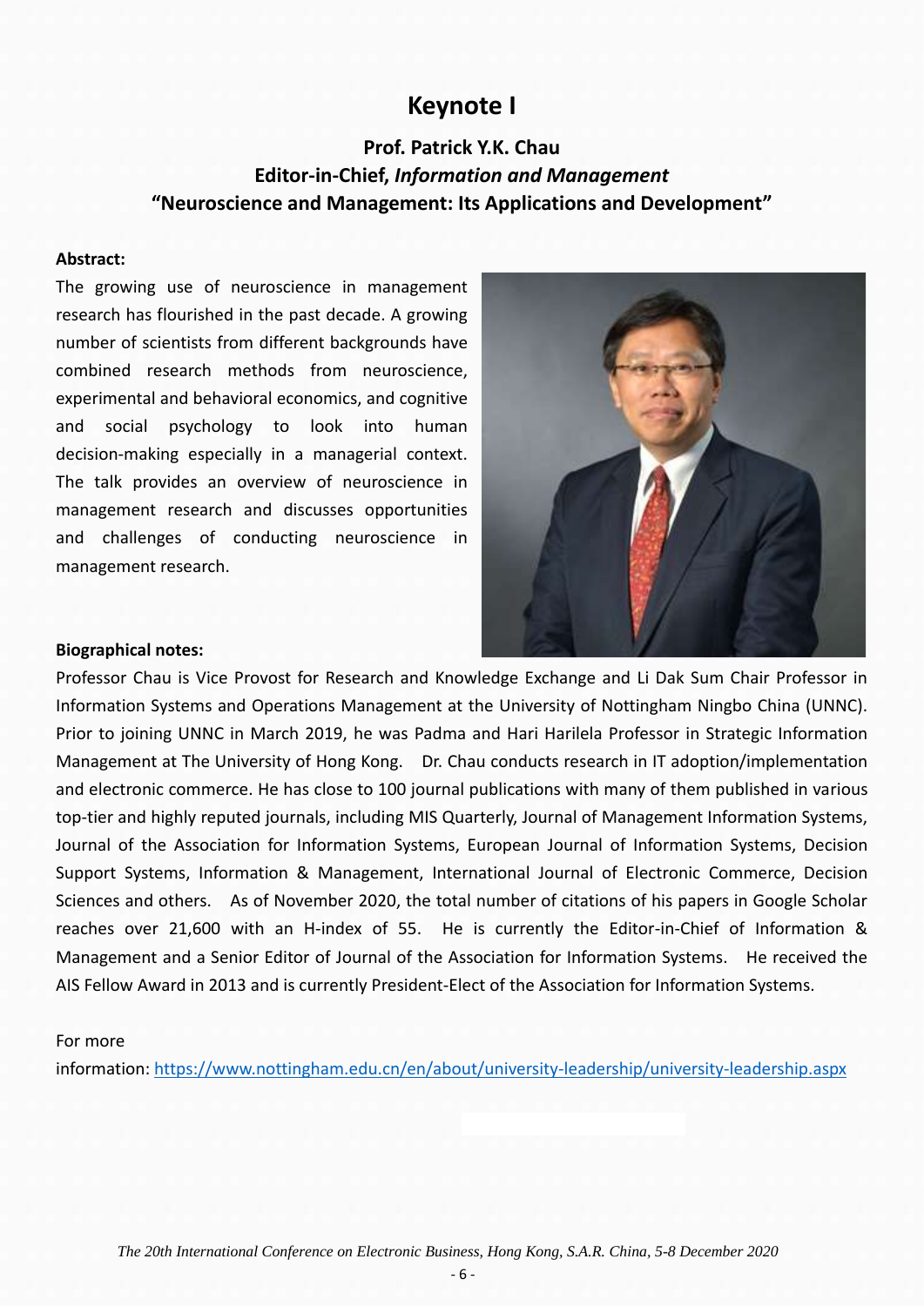# Keynote I

## Prof. Patrick Y.K. Chau

## Editor-in-Chief, *Information and Management*

## "Neuroscience and Management: Its Applications and Development"

**Abstract:**

The growing use of neuroscience in management research has flourished in the past decade. A growing number of scientists from different backgrounds have combined research methods from neuroscience, experimental and behavioral economics, and cognitive and social psychology to look into human decision-making especially in a managerial context. The talk provides an overview of neuroscience in management research and discusses opportunities and challenges of conducting neuroscience in management research.

**Biographical notes:**

Professor Chau is Vice Provost for Research and Knowledge Exchange and Li Dak Sum Chair Professor in Information Systems and Operations Management at the University of Nottingham Ningbo China (UNNC). Prior to joining UNNC in March 2019, he was Padma and Hari Harilela Professor in Strategic Information Management at The University of Hong Kong. Dr. Chau conducts research in IT adoption/implementation and electronic commerce. He has close to 100 journal publications with many of them published in various top-tier and highly reputed journals, including MIS Quarterly, Journal of Management Information Systems, Journal of the Association for Information Systems, European Journal of Information Systems, Decision Support Systems, Information & Management, International Journal of Electronic Commerce, Decision Sciences and others. As of November 2020, the total number of citations of his papers in Google Scholar reaches over 21,600 with an H-index of 55. He is currently the Editor-in-Chief of Information & Management and a Senior Editor of Journal of the Association for Information Systems. He received the AIS Fellow Award in 2013 and is currently President-Elect of the Association for Information Systems.

For more information: https://www.nottingham.edu.cn/en/about/university-leadership/university-leadership.aspx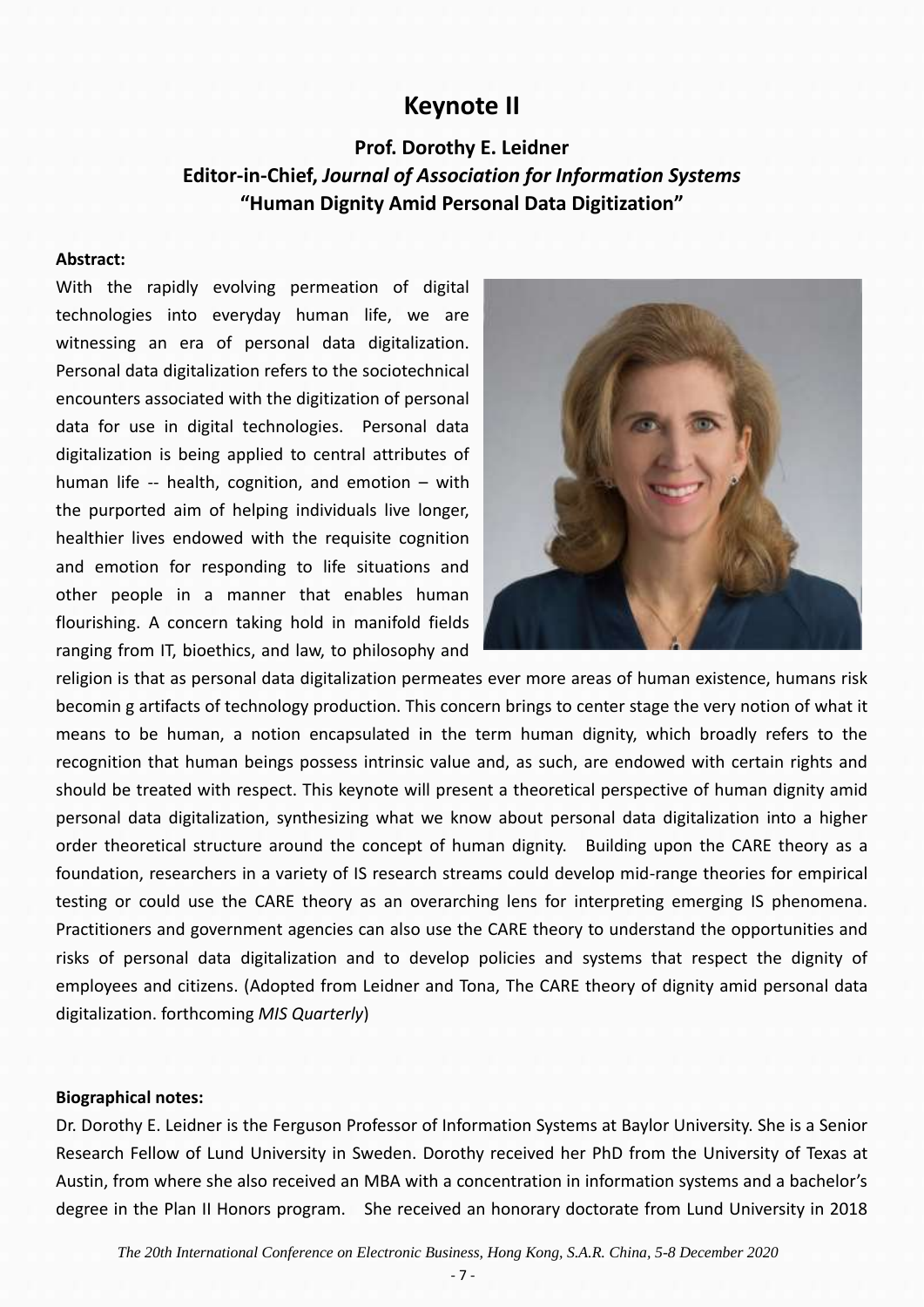# Keynote II

### Prof. Dorothy E. Leidner
### Editor-in-Chief, *Journal of Association for Information Systems*
### "Human Dignity Amid Personal Data Digitization"

**Abstract:**

With the rapidly evolving permeation of digital technologies into everyday human life, we are witnessing an era of personal data digitalization. Personal data digitalization refers to the sociotechnical encounters associated with the digitization of personal data for use in digital technologies. Personal data digitalization is being applied to central attributes of human life -- health, cognition, and emotion – with the purported aim of helping individuals live longer, healthier lives endowed with the requisite cognition and emotion for responding to life situations and other people in a manner that enables human flourishing. A concern taking hold in manifold fields ranging from IT, bioethics, and law, to philosophy and religion is that as personal data digitalization permeates ever more areas of human existence, humans risk becomin g artifacts of technology production. This concern brings to center stage the very notion of what it means to be human, a notion encapsulated in the term human dignity, which broadly refers to the recognition that human beings possess intrinsic value and, as such, are endowed with certain rights and should be treated with respect. This keynote will present a theoretical perspective of human dignity amid personal data digitalization, synthesizing what we know about personal data digitalization into a higher order theoretical structure around the concept of human dignity. Building upon the CARE theory as a foundation, researchers in a variety of IS research streams could develop mid-range theories for empirical testing or could use the CARE theory as an overarching lens for interpreting emerging IS phenomena. Practitioners and government agencies can also use the CARE theory to understand the opportunities and risks of personal data digitalization and to develop policies and systems that respect the dignity of employees and citizens. (Adopted from Leidner and Tona, The CARE theory of dignity amid personal data digitalization. forthcoming *MIS Quarterly*)

**Biographical notes:**

Dr. Dorothy E. Leidner is the Ferguson Professor of Information Systems at Baylor University. She is a Senior Research Fellow of Lund University in Sweden. Dorothy received her PhD from the University of Texas at Austin, from where she also received an MBA with a concentration in information systems and a bachelor's degree in the Plan II Honors program. She received an honorary doctorate from Lund University in 2018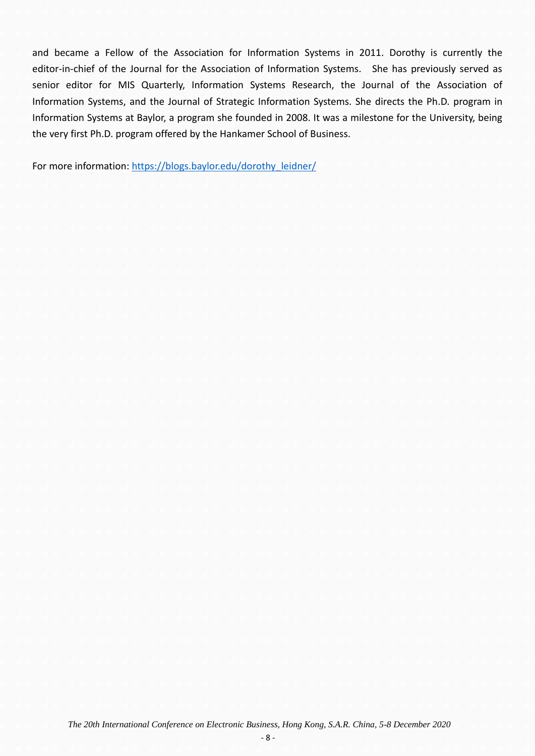and became a Fellow of the Association for Information Systems in 2011. Dorothy is currently the editor-in-chief of the Journal for the Association of Information Systems. She has previously served as senior editor for MIS Quarterly, Information Systems Research, the Journal of the Association of Information Systems, and the Journal of Strategic Information Systems. She directs the Ph.D. program in Information Systems at Baylor, a program she founded in 2008. It was a milestone for the University, being the very first Ph.D. program offered by the Hankamer School of Business.

For more information: [https://blogs.baylor.edu/dorothy_leidner/](https://blogs.baylor.edu/dorothy_leidner/)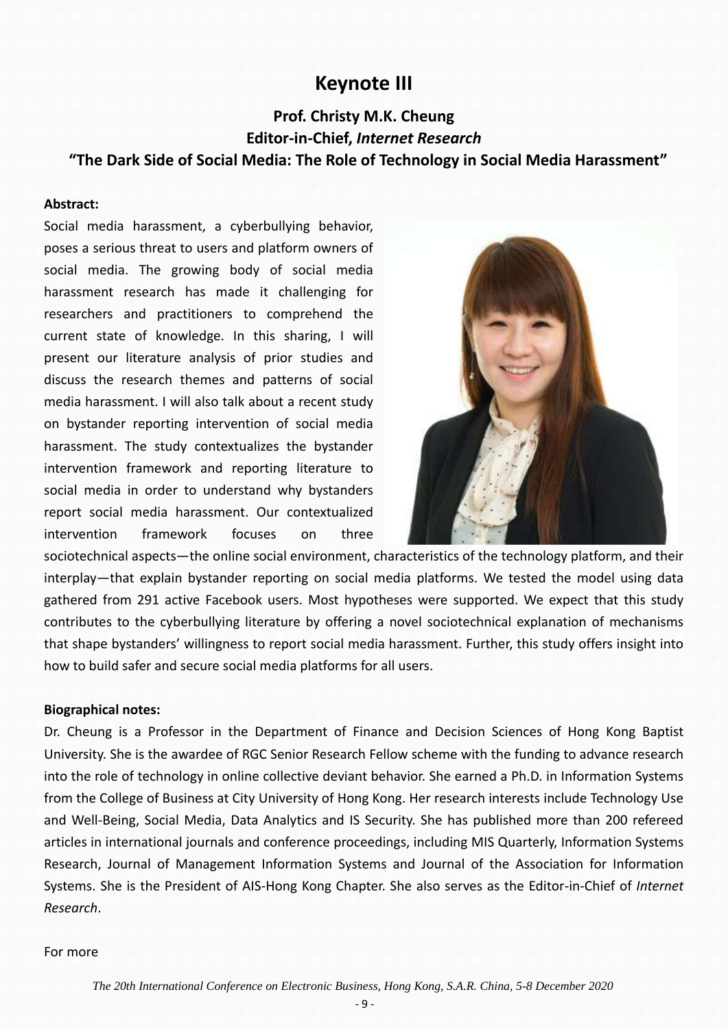# Keynote III

### Prof. Christy M.K. Cheung
### Editor-in-Chief, *Internet Research*
### "The Dark Side of Social Media: The Role of Technology in Social Media Harassment"

**Abstract:**

Social media harassment, a cyberbullying behavior, poses a serious threat to users and platform owners of social media. The growing body of social media harassment research has made it challenging for researchers and practitioners to comprehend the current state of knowledge. In this sharing, I will present our literature analysis of prior studies and discuss the research themes and patterns of social media harassment. I will also talk about a recent study on bystander reporting intervention of social media harassment. The study contextualizes the bystander intervention framework and reporting literature to social media in order to understand why bystanders report social media harassment. Our contextualized intervention framework focuses on three sociotechnical aspects—the online social environment, characteristics of the technology platform, and their interplay—that explain bystander reporting on social media platforms. We tested the model using data gathered from 291 active Facebook users. Most hypotheses were supported. We expect that this study contributes to the cyberbullying literature by offering a novel sociotechnical explanation of mechanisms that shape bystanders' willingness to report social media harassment. Further, this study offers insight into how to build safer and secure social media platforms for all users.

**Biographical notes:**

Dr. Cheung is a Professor in the Department of Finance and Decision Sciences of Hong Kong Baptist University. She is the awardee of RGC Senior Research Fellow scheme with the funding to advance research into the role of technology in online collective deviant behavior. She earned a Ph.D. in Information Systems from the College of Business at City University of Hong Kong. Her research interests include Technology Use and Well-Being, Social Media, Data Analytics and IS Security. She has published more than 200 refereed articles in international journals and conference proceedings, including MIS Quarterly, Information Systems Research, Journal of Management Information Systems and Journal of the Association for Information Systems. She is the President of AIS-Hong Kong Chapter. She also serves as the Editor-in-Chief of *Internet Research*.

For more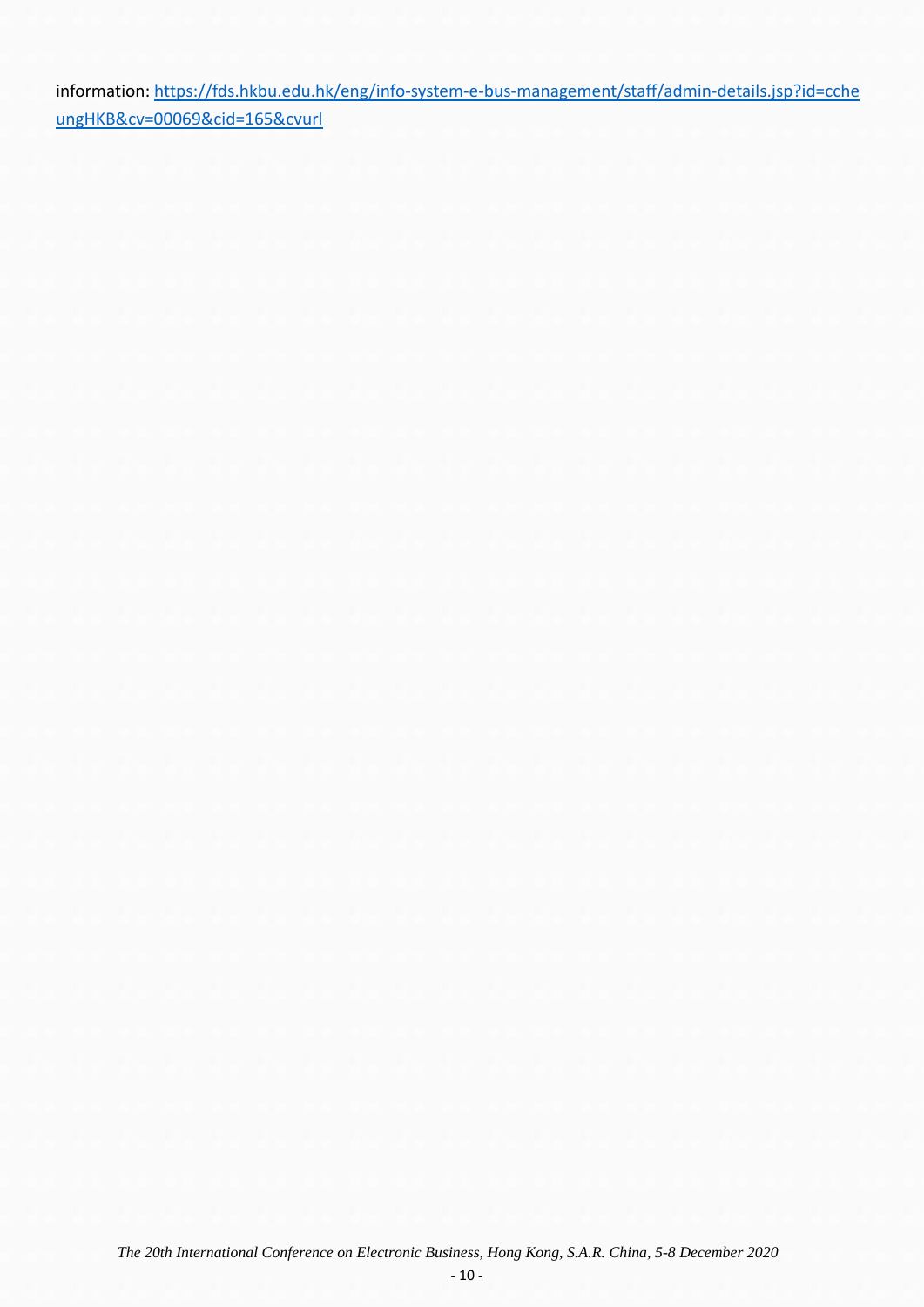information: https://fds.hkbu.edu.hk/eng/info-system-e-bus-management/staff/admin-details.jsp?id=ccheungHKB&cv=00069&cid=165&cvurl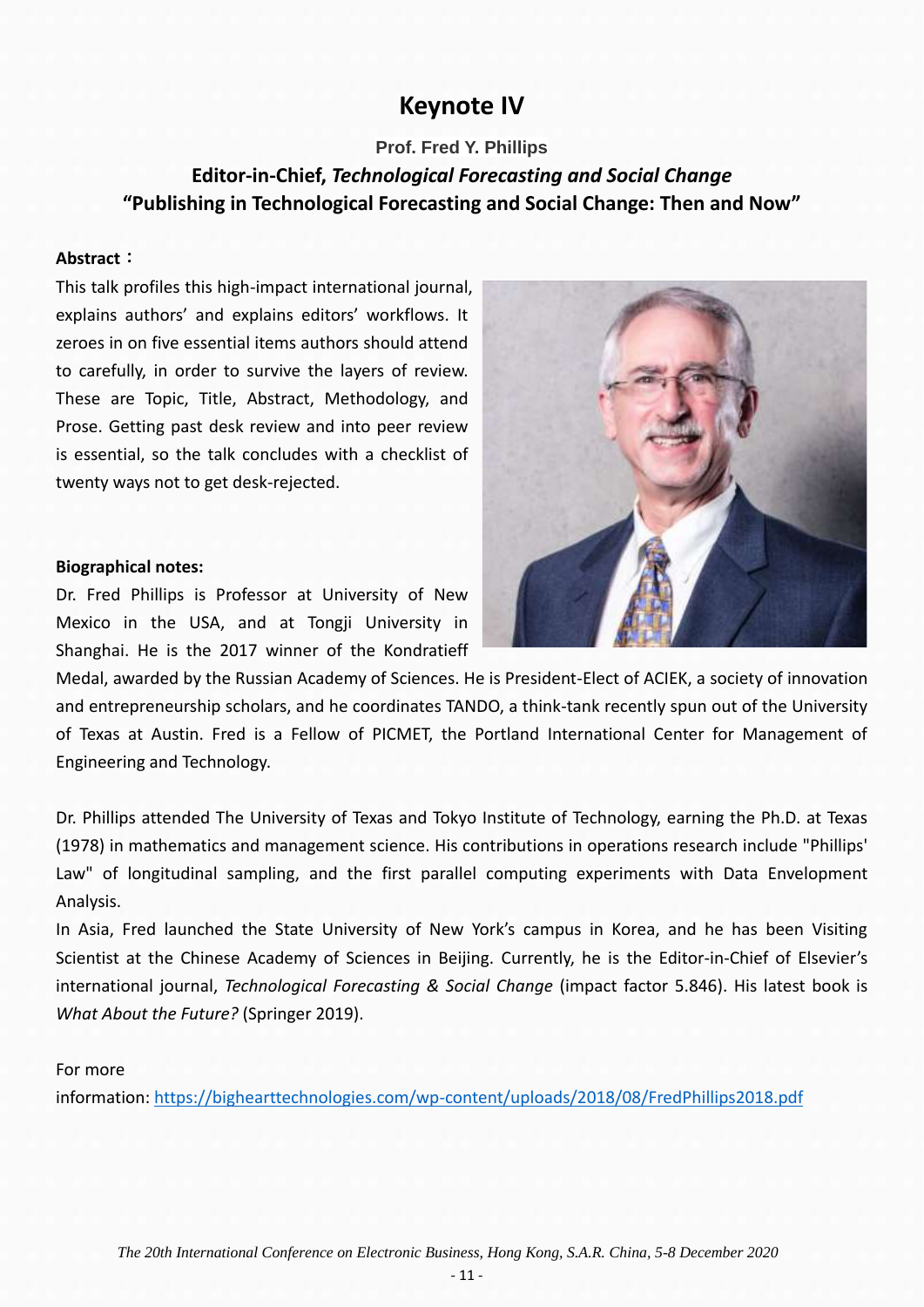# Keynote IV

**Prof. Fred Y. Phillips**

**Editor-in-Chief, *Technological Forecasting and Social Change***

**"Publishing in Technological Forecasting and Social Change: Then and Now"**

**Abstract：**

This talk profiles this high-impact international journal, explains authors' and explains editors' workflows. It zeroes in on five essential items authors should attend to carefully, in order to survive the layers of review. These are Topic, Title, Abstract, Methodology, and Prose. Getting past desk review and into peer review is essential, so the talk concludes with a checklist of twenty ways not to get desk-rejected.

**Biographical notes:**

Dr. Fred Phillips is Professor at University of New Mexico in the USA, and at Tongji University in Shanghai. He is the 2017 winner of the Kondratieff Medal, awarded by the Russian Academy of Sciences. He is President-Elect of ACIEK, a society of innovation and entrepreneurship scholars, and he coordinates TANDO, a think-tank recently spun out of the University of Texas at Austin. Fred is a Fellow of PICMET, the Portland International Center for Management of Engineering and Technology.

Dr. Phillips attended The University of Texas and Tokyo Institute of Technology, earning the Ph.D. at Texas (1978) in mathematics and management science. His contributions in operations research include "Phillips' Law" of longitudinal sampling, and the first parallel computing experiments with Data Envelopment Analysis.

In Asia, Fred launched the State University of New York's campus in Korea, and he has been Visiting Scientist at the Chinese Academy of Sciences in Beijing. Currently, he is the Editor-in-Chief of Elsevier's international journal, *Technological Forecasting & Social Change* (impact factor 5.846). His latest book is *What About the Future?* (Springer 2019).

For more information: https://bighearttechnologies.com/wp-content/uploads/2018/08/FredPhillips2018.pdf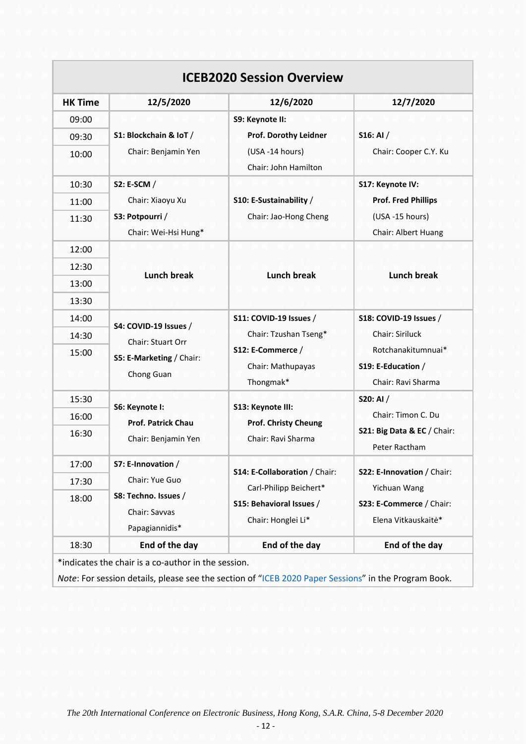## ICEB2020 Session Overview

| HK Time | 12/5/2020 | 12/6/2020 | 12/7/2020 |
|---|---|---|---|
| 09:00<br>09:30<br>10:00 | **S1: Blockchain & IoT** / Chair: Benjamin Yen | **S9: Keynote II:** **Prof. Dorothy Leidner** (USA -14 hours) Chair: John Hamilton | **S16: AI** / Chair: Cooper C.Y. Ku |
| 10:30<br>11:00<br>11:30 | **S2: E-SCM** / Chair: Xiaoyu Xu<br>**S3: Potpourri** / Chair: Wei-Hsi Hung* | **S10: E-Sustainability** / Chair: Jao-Hong Cheng | **S17: Keynote IV:** **Prof. Fred Phillips** (USA -15 hours) Chair: Albert Huang |
| 12:00<br>12:30<br>13:00<br>13:30 | **Lunch break** | **Lunch break** | **Lunch break** |
| 14:00<br>14:30<br>15:00 | **S4: COVID-19 Issues** / Chair: Stuart Orr<br>**S5: E-Marketing** / Chair: Chong Guan | **S11: COVID-19 Issues** / Chair: Tzushan Tseng*<br>**S12: E-Commerce** / Chair: Mathupayas Thongmak* | **S18: COVID-19 Issues** / Chair: Siriluck Rotchanakitumnuai*<br>**S19: E-Education** / Chair: Ravi Sharma |
| 15:30<br>16:00<br>16:30 | **S6: Keynote I:** **Prof. Patrick Chau** Chair: Benjamin Yen | **S13: Keynote III:** **Prof. Christy Cheung** Chair: Ravi Sharma | **S20: AI** / Chair: Timon C. Du<br>**S21: Big Data & EC** / Chair: Peter Ractham |
| 17:00<br>17:30<br>18:00 | **S7: E-Innovation** / Chair: Yue Guo<br>**S8: Techno. Issues** / Chair: Savvas Papagiannidis* | **S14: E-Collaboration** / Chair: Carl-Philipp Beichert*<br>**S15: Behavioral Issues** / Chair: Honglei Li* | **S22: E-Innovation** / Chair: Yichuan Wang<br>**S23: E-Commerce** / Chair: Elena Vitkauskaitė* |
| 18:30 | **End of the day** | **End of the day** | **End of the day** |

*indicates the chair is a co-author in the session.

*Note*: For session details, please see the section of "ICEB 2020 Paper Sessions" in the Program Book.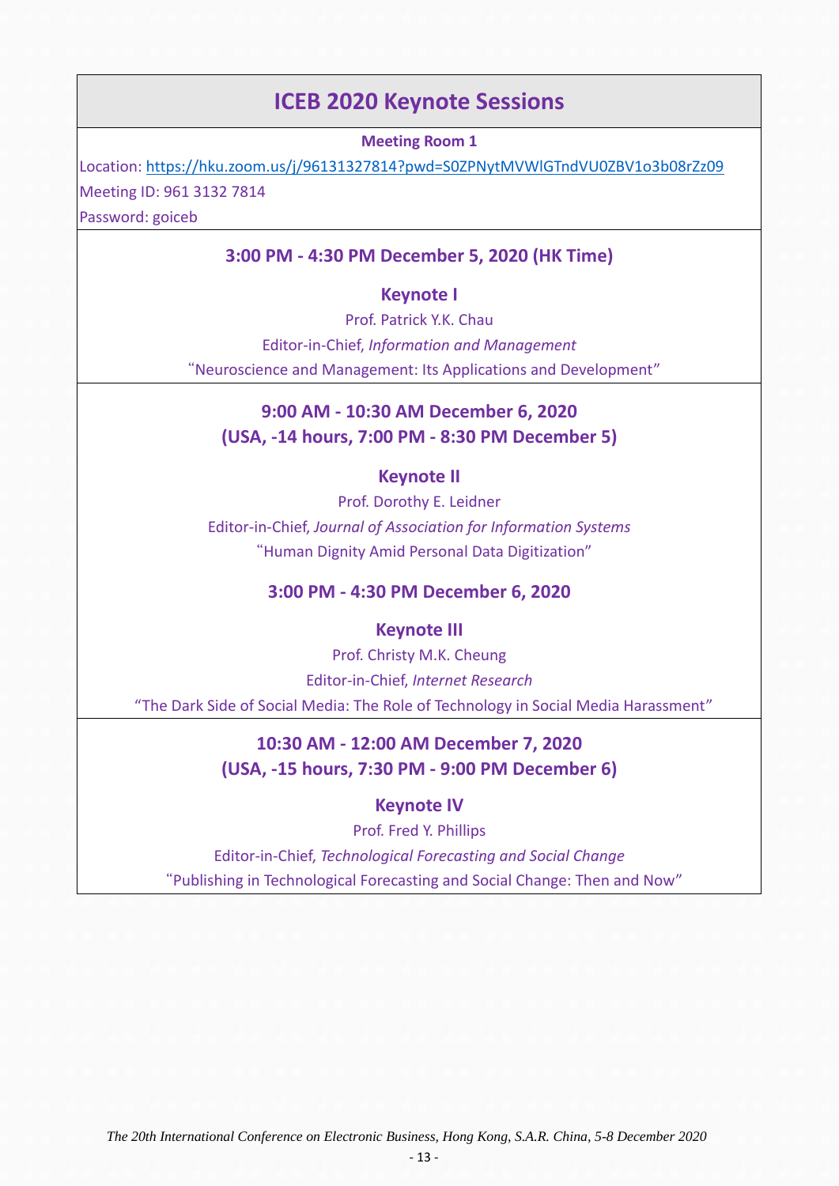# ICEB 2020 Keynote Sessions

**Meeting Room 1**

Location: https://hku.zoom.us/j/96131327814?pwd=S0ZPNytMVWlGTndVU0ZBV1o3b08rZz09

Meeting ID: 961 3132 7814

Password: goiceb

### 3:00 PM - 4:30 PM December 5, 2020 (HK Time)

**Keynote I**

Prof. Patrick Y.K. Chau

Editor-in-Chief, *Information and Management*

"Neuroscience and Management: Its Applications and Development"

### 9:00 AM - 10:30 AM December 6, 2020 (USA, -14 hours, 7:00 PM - 8:30 PM December 5)

**Keynote II**

Prof. Dorothy E. Leidner

Editor-in-Chief, *Journal of Association for Information Systems*

"Human Dignity Amid Personal Data Digitization"

### 3:00 PM - 4:30 PM December 6, 2020

**Keynote III**

Prof. Christy M.K. Cheung

Editor-in-Chief, *Internet Research*

"The Dark Side of Social Media: The Role of Technology in Social Media Harassment"

### 10:30 AM - 12:00 AM December 7, 2020 (USA, -15 hours, 7:30 PM - 9:00 PM December 6)

**Keynote IV**

Prof. Fred Y. Phillips

Editor-in-Chief, *Technological Forecasting and Social Change*

"Publishing in Technological Forecasting and Social Change: Then and Now"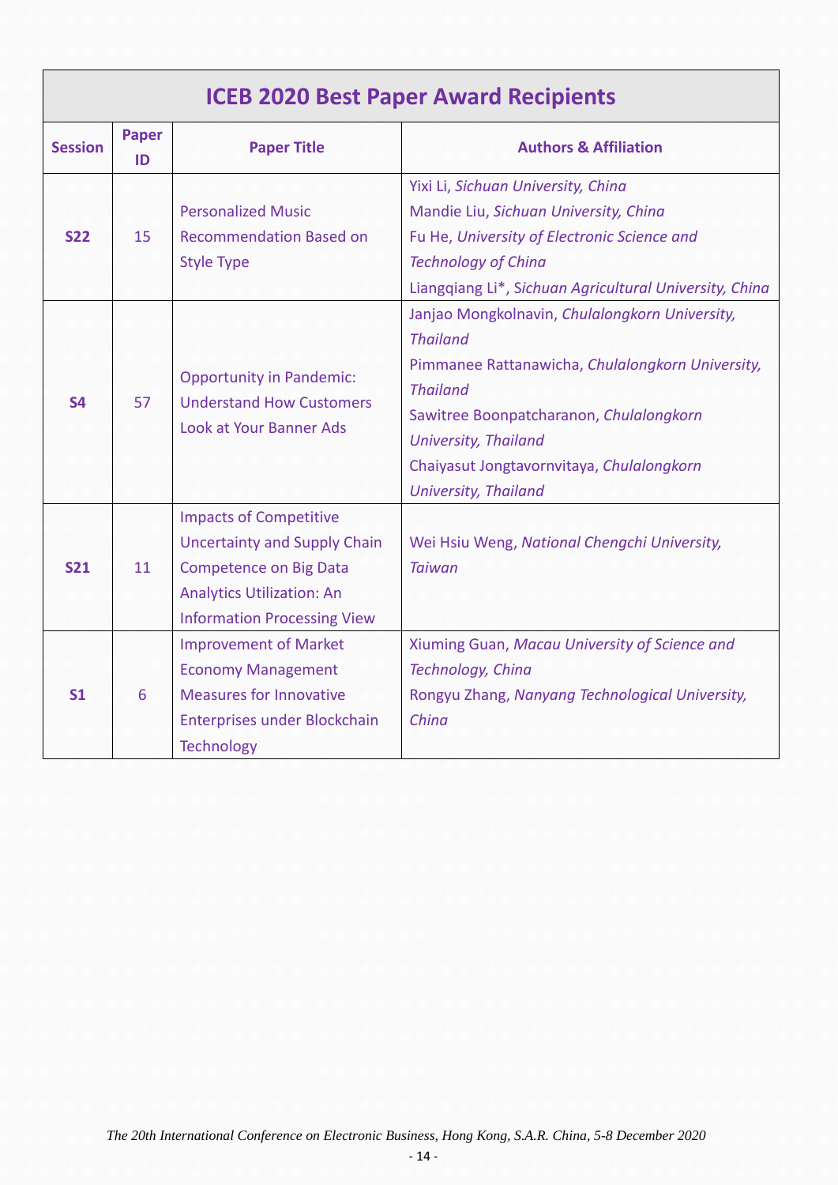| ICEB 2020 Best Paper Award Recipients | | | |
|---|---|---|---|
| **Session** | **Paper ID** | **Paper Title** | **Authors & Affiliation** |
| **S22** | 15 | Personalized Music Recommendation Based on Style Type | Yixi Li, *Sichuan University, China*<br>Mandie Liu, *Sichuan University, China*<br>Fu He, *University of Electronic Science and Technology of China*<br>Liangqiang Li*, *Sichuan Agricultural University, China* |
| **S4** | 57 | Opportunity in Pandemic: Understand How Customers Look at Your Banner Ads | Janjao Mongkolnavin, *Chulalongkorn University, Thailand*<br>Pimmanee Rattanawicha, *Chulalongkorn University, Thailand*<br>Sawitree Boonpatcharanon, *Chulalongkorn University, Thailand*<br>Chaiyasut Jongtavornvitaya, *Chulalongkorn University, Thailand* |
| **S21** | 11 | Impacts of Competitive Uncertainty and Supply Chain Competence on Big Data Analytics Utilization: An Information Processing View | Wei Hsiu Weng, *National Chengchi University, Taiwan* |
| **S1** | 6 | Improvement of Market Economy Management Measures for Innovative Enterprises under Blockchain Technology | Xiuming Guan, *Macau University of Science and Technology, China*<br>Rongyu Zhang, *Nanyang Technological University, China* |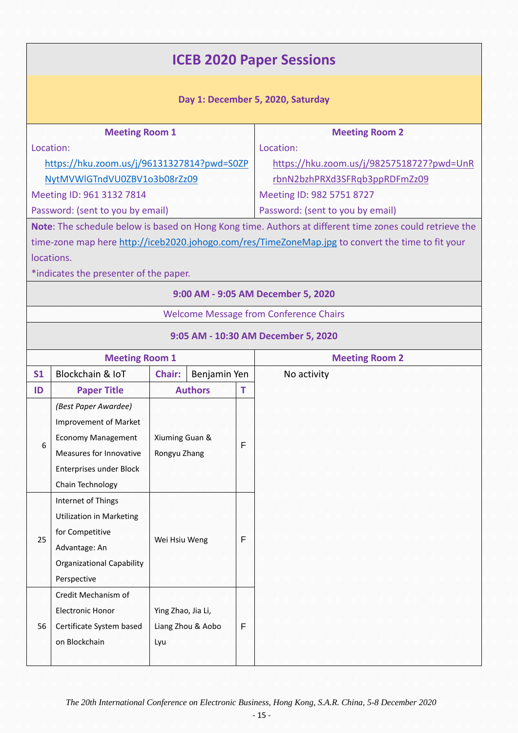# ICEB 2020 Paper Sessions

## Day 1: December 5, 2020, Saturday

| Meeting Room 1 | Meeting Room 2 |
| --- | --- |
| Location: [https://hku.zoom.us/j/96131327814?pwd=S0ZPNytMVWlGTndVU0ZBV1o3b08rZz09](https://hku.zoom.us/j/96131327814?pwd=S0ZPNytMVWlGTndVU0ZBV1o3b08rZz09) | Location: [https://hku.zoom.us/j/98257518727?pwd=UnRrbnN2bzhPRXd3SFRqb3ppRDFmZz09](https://hku.zoom.us/j/98257518727?pwd=UnRrbnN2bzhPRXd3SFRqb3ppRDFmZz09) |
| Meeting ID: 961 3132 7814 | Meeting ID: 982 5751 8727 |
| Password: (sent to you by email) | Password: (sent to you by email) |

**Note**: The schedule below is based on Hong Kong time. Authors at different time zones could retrieve the time-zone map here http://iceb2020.johogo.com/res/TimeZoneMap.jpg to convert the time to fit your locations.

*indicates the presenter of the paper.

### 9:00 AM - 9:05 AM December 5, 2020

Welcome Message from Conference Chairs

### 9:05 AM - 10:30 AM December 5, 2020

**Meeting Room 1**

| S1 | Blockchain & IoT | Chair: | Benjamin Yen |
| --- | --- | --- | --- |
| **ID** | **Paper Title** | **Authors** | **T** |
| 6 | *(Best Paper Awardee)* Improvement of Market Economy Management Measures for Innovative Enterprises under Block Chain Technology | Xiuming Guan & Rongyu Zhang | F |
| 25 | Internet of Things Utilization in Marketing for Competitive Advantage: An Organizational Capability Perspective | Wei Hsiu Weng | F |
| 56 | Credit Mechanism of Electronic Honor Certificate System based on Blockchain | Ying Zhao, Jia Li, Liang Zhou & Aobo Lyu | F |

**Meeting Room 2**

No activity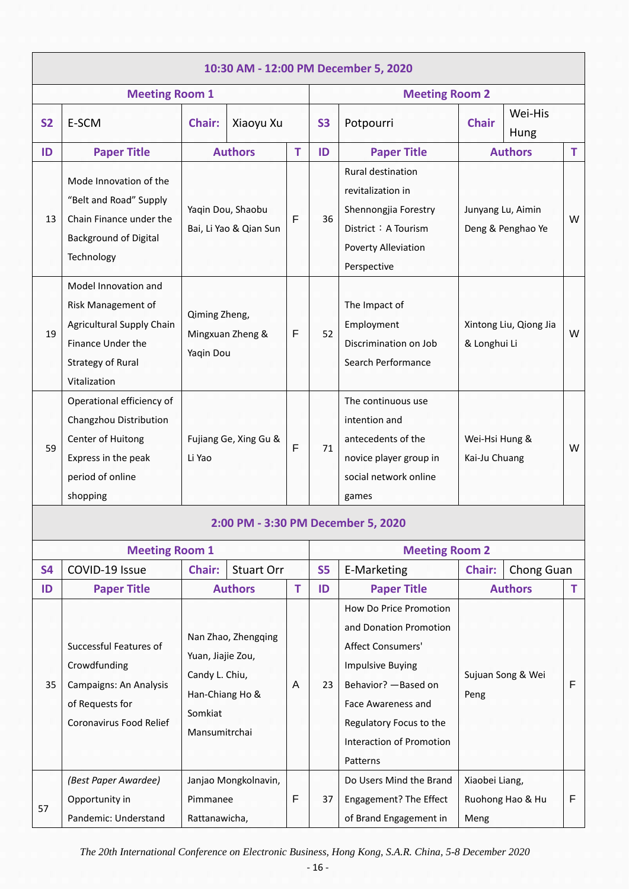| 10:30 AM - 12:00 PM December 5, 2020 | | | | | | | | | |
|---|---|---|---|---|---|---|---|---|---|
| **Meeting Room 1** | | | | | **Meeting Room 2** | | | | |
| **S2** | E-SCM | **Chair:** | Xiaoyu Xu | | **S3** | Potpourri | **Chair** | Wei-His Hung | |
| **ID** | **Paper Title** | **Authors** | | **T** | **ID** | **Paper Title** | **Authors** | | **T** |
| 13 | Mode Innovation of the “Belt and Road” Supply Chain Finance under the Background of Digital Technology | Yaqin Dou, Shaobu Bai, Li Yao & Qian Sun | | F | 36 | Rural destination revitalization in Shennongjia Forestry District：A Tourism Poverty Alleviation Perspective | Junyang Lu, Aimin Deng & Penghao Ye | | W |
| 19 | Model Innovation and Risk Management of Agricultural Supply Chain Finance Under the Strategy of Rural Vitalization | Qiming Zheng, Mingxuan Zheng & Yaqin Dou | | F | 52 | The Impact of Employment Discrimination on Job Search Performance | Xintong Liu, Qiong Jia & Longhui Li | | W |
| 59 | Operational efficiency of Changzhou Distribution Center of Huitong Express in the peak period of online shopping | Fujiang Ge, Xing Gu & Li Yao | | F | 71 | The continuous use intention and antecedents of the novice player group in social network online games | Wei-Hsi Hung & Kai-Ju Chuang | | W |

| 2:00 PM - 3:30 PM December 5, 2020 | | | | | | | | | |
|---|---|---|---|---|---|---|---|---|---|
| **Meeting Room 1** | | | | | **Meeting Room 2** | | | | |
| **S4** | COVID-19 Issue | **Chair:** | Stuart Orr | | **S5** | E-Marketing | **Chair:** | Chong Guan | |
| **ID** | **Paper Title** | **Authors** | | **T** | **ID** | **Paper Title** | **Authors** | | **T** |
| 35 | Successful Features of Crowdfunding Campaigns: An Analysis of Requests for Coronavirus Food Relief | Nan Zhao, Zhengqing Yuan, Jiajie Zou, Candy L. Chiu, Han-Chiang Ho & Somkiat Mansumitrchai | | A | 23 | How Do Price Promotion and Donation Promotion Affect Consumers' Impulsive Buying Behavior? —Based on Face Awareness and Regulatory Focus to the Interaction of Promotion Patterns | Sujuan Song & Wei Peng | | F |
| 57 | *(Best Paper Awardee)* Opportunity in Pandemic: Understand | Janjao Mongkolnavin, Pimmanee Rattanawicha, | | F | 37 | Do Users Mind the Brand Engagement? The Effect of Brand Engagement in | Xiaobei Liang, Ruohong Hao & Hu Meng | | F |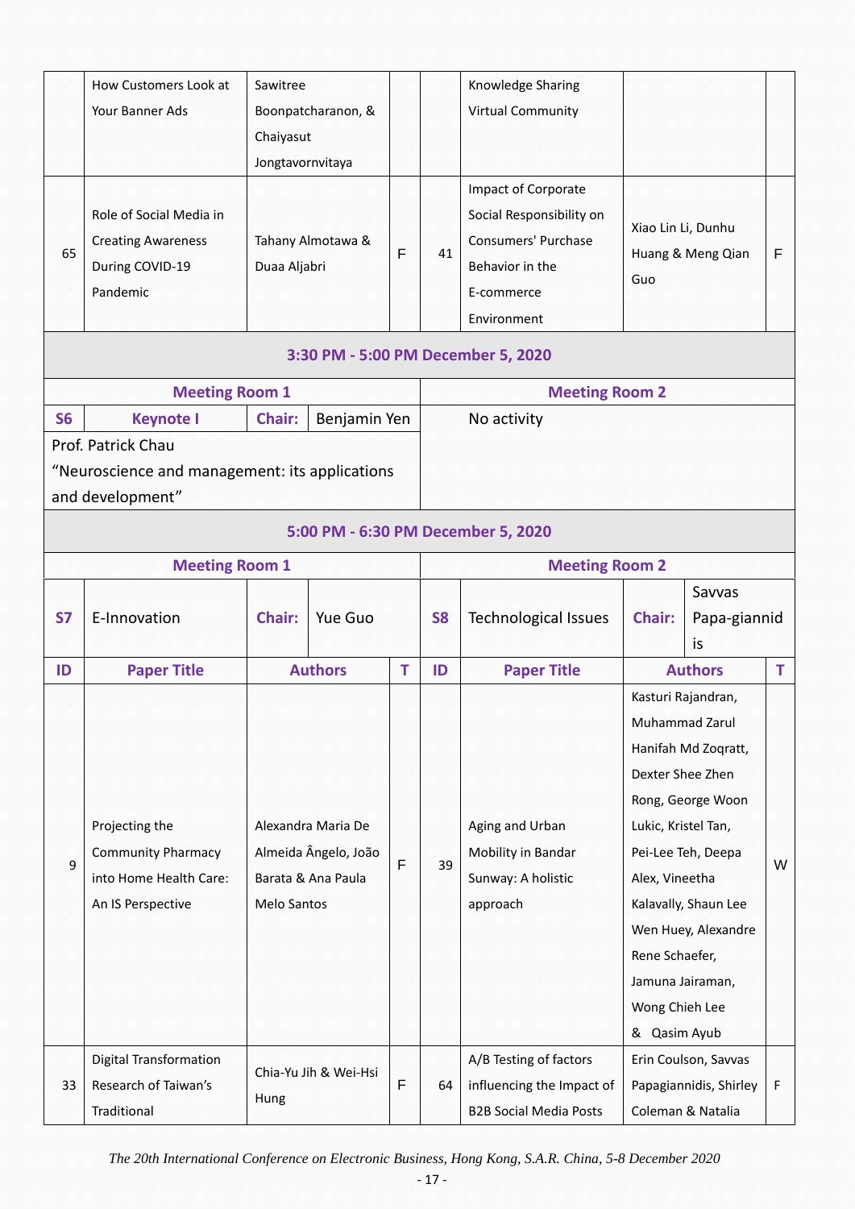| | How Customers Look at Your Banner Ads | Sawitree Boonpatcharanon, & Chaiyasut Jongtavornvitaya | | | Knowledge Sharing Virtual Community | | |
|---|---|---|---|---|---|---|---|
| 65 | Role of Social Media in Creating Awareness During COVID-19 Pandemic | Tahany Almotawa & Duaa Aljabri | F | 41 | Impact of Corporate Social Responsibility on Consumers' Purchase Behavior in the E-commerce Environment | Xiao Lin Li, Dunhu Huang & Meng Qian Guo | F |

**3:30 PM - 5:00 PM December 5, 2020**

| Meeting Room 1 | | | | Meeting Room 2 |
|---|---|---|---|---|
| **S6** | **Keynote I** | **Chair:** | Benjamin Yen | No activity |
| Prof. Patrick Chau<br>"Neuroscience and management: its applications and development" | | | | |

**5:00 PM - 6:30 PM December 5, 2020**

| Meeting Room 1 | | | | Meeting Room 2 | | | |
|---|---|---|---|---|---|---|---|
| **S7** | E-Innovation | **Chair:** Yue Guo | | **S8** | Technological Issues | **Chair:** Savvas Papa-giannidis | |
| **ID** | **Paper Title** | **Authors** | **T** | **ID** | **Paper Title** | **Authors** | **T** |
| 9 | Projecting the Community Pharmacy into Home Health Care: An IS Perspective | Alexandra Maria De Almeida Ângelo, João Barata & Ana Paula Melo Santos | F | 39 | Aging and Urban Mobility in Bandar Sunway: A holistic approach | Kasturi Rajandran, Muhammad Zarul Hanifah Md Zoqratt, Dexter Shee Zhen Rong, George Woon Lukic, Kristel Tan, Pei-Lee Teh, Deepa Alex, Vineetha Kalavally, Shaun Lee Wen Huey, Alexandre Rene Schaefer, Jamuna Jairaman, Wong Chieh Lee & Qasim Ayub | W |
| 33 | Digital Transformation Research of Taiwan's Traditional | Chia-Yu Jih & Wei-Hsi Hung | F | 64 | A/B Testing of factors influencing the Impact of B2B Social Media Posts | Erin Coulson, Savvas Papagiannidis, Shirley Coleman & Natalia | F |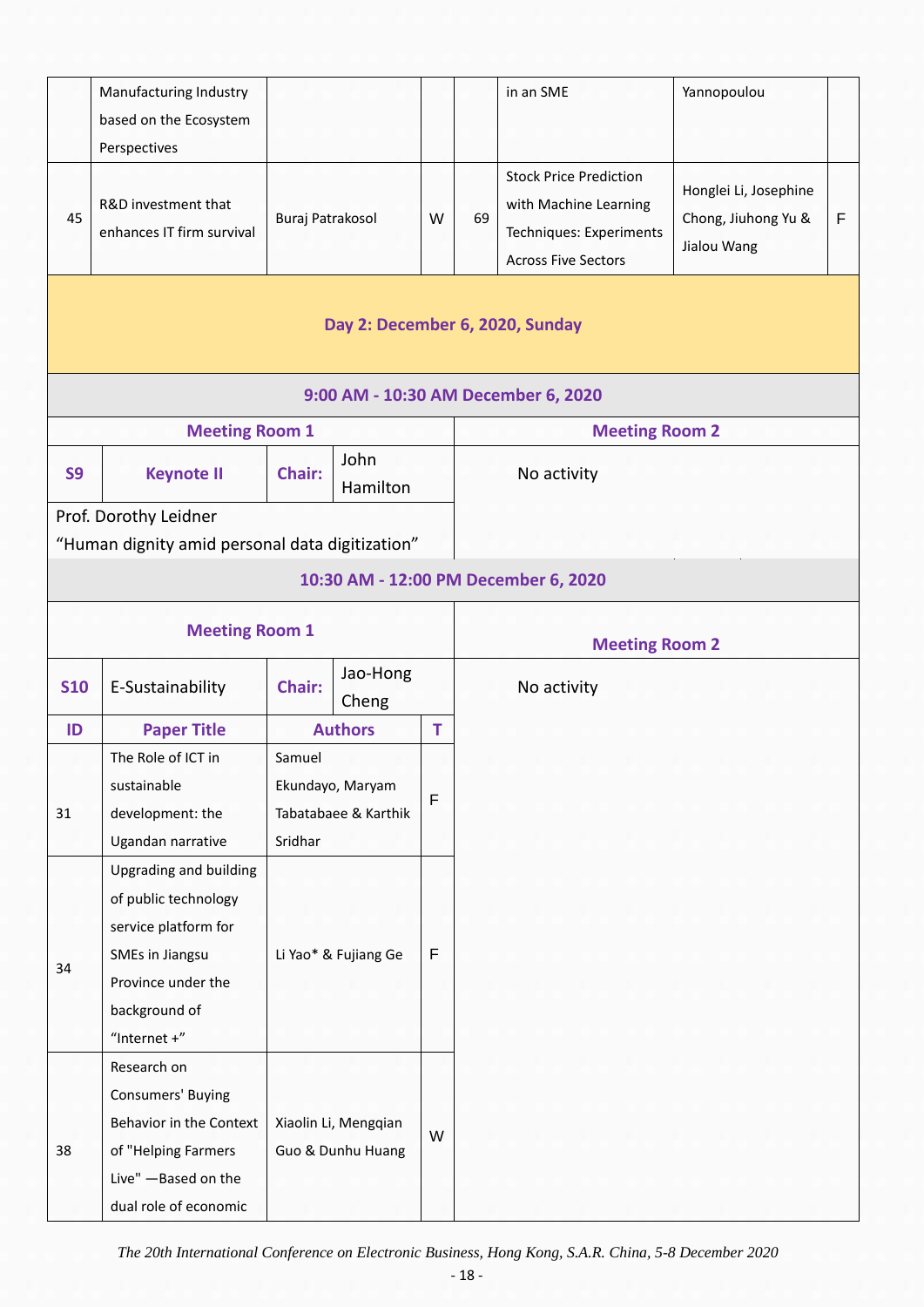|  | Manufacturing Industry based on the Ecosystem Perspectives |  |  |  | in an SME | Yannopoulou |  |
|---|---|---|---|---|---|---|---|
| 45 | R&D investment that enhances IT firm survival | Buraj Patrakosol | W | 69 | Stock Price Prediction with Machine Learning Techniques: Experiments Across Five Sectors | Honglei Li, Josephine Chong, Jiuhong Yu & Jialou Wang | F |

## Day 2: December 6, 2020, Sunday

### 9:00 AM - 10:30 AM December 6, 2020

| Meeting Room 1 | | | | Meeting Room 2 |
|---|---|---|---|---|
| **S9** | **Keynote II** | **Chair:** | John Hamilton | No activity |
| Prof. Dorothy Leidner<br>"Human dignity amid personal data digitization" | | | | |

### 10:30 AM - 12:00 PM December 6, 2020

| Meeting Room 1 | | | | Meeting Room 2 |
|---|---|---|---|---|
| **S10** | E-Sustainability | **Chair:** | Jao-Hong Cheng | No activity |
| **ID** | **Paper Title** | **Authors** | **T** | |
| 31 | The Role of ICT in sustainable development: the Ugandan narrative | Samuel Ekundayo, Maryam Tabatabaee & Karthik Sridhar | F | |
| 34 | Upgrading and building of public technology service platform for SMEs in Jiangsu Province under the background of "Internet +" | Li Yao* & Fujiang Ge | F | |
| 38 | Research on Consumers' Buying Behavior in the Context of "Helping Farmers Live" —Based on the dual role of economic | Xiaolin Li, Mengqian Guo & Dunhu Huang | W | |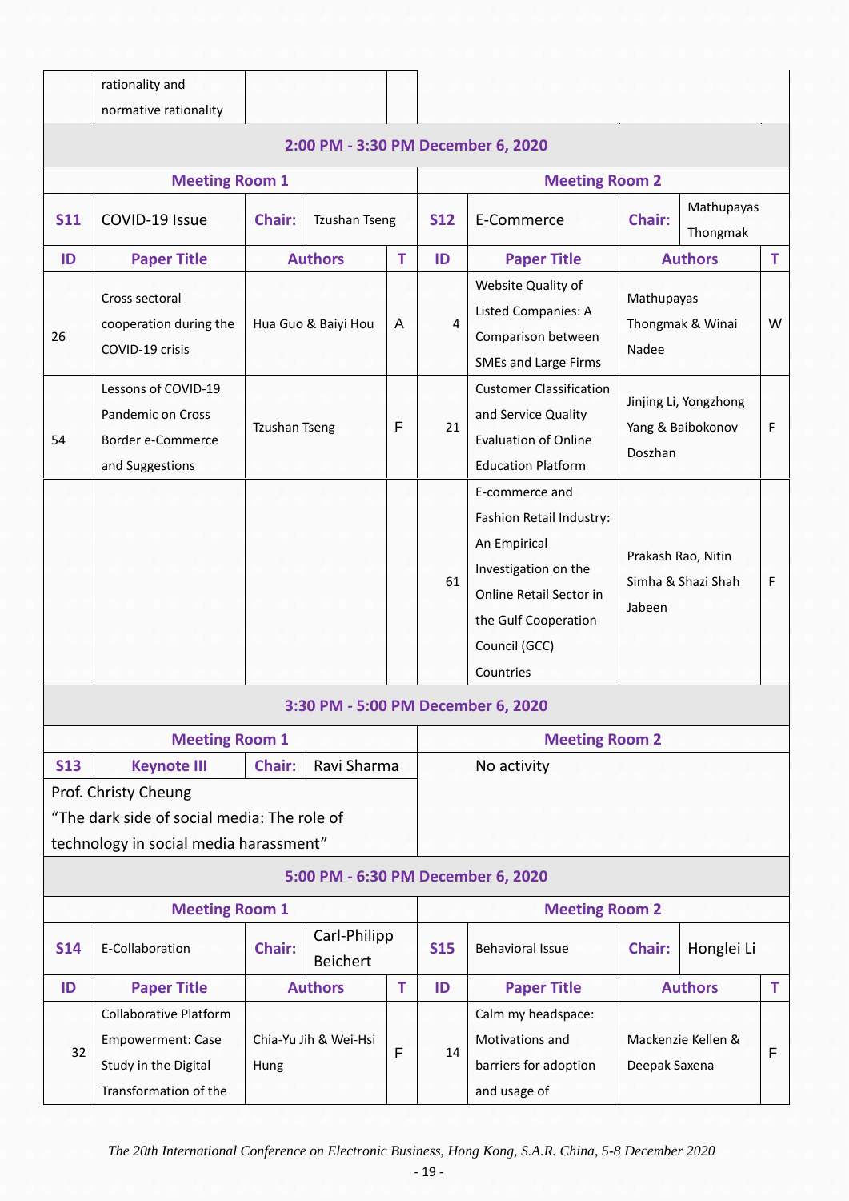| | rationality and normative rationality | | |
|---|---|---|---|

## 2:00 PM - 3:30 PM December 6, 2020

| Meeting Room 1 | | | | Meeting Room 2 | | | |
|---|---|---|---|---|---|---|---|
| **S11** | COVID-19 Issue | **Chair:** | Tzushan Tseng | **S12** | E-Commerce | **Chair:** | Mathupayas Thongmak |
| **ID** | **Paper Title** | **Authors** | **T** | **ID** | **Paper Title** | **Authors** | **T** |
| 26 | Cross sectoral cooperation during the COVID-19 crisis | Hua Guo & Baiyi Hou | A | 4 | Website Quality of Listed Companies: A Comparison between SMEs and Large Firms | Mathupayas Thongmak & Winai Nadee | W |
| 54 | Lessons of COVID-19 Pandemic on Cross Border e-Commerce and Suggestions | Tzushan Tseng | F | 21 | Customer Classification and Service Quality Evaluation of Online Education Platform | Jinjing Li, Yongzhong Yang & Baibokonov Doszhan | F |
| | | | | 61 | E-commerce and Fashion Retail Industry: An Empirical Investigation on the Online Retail Sector in the Gulf Cooperation Council (GCC) Countries | Prakash Rao, Nitin Simha & Shazi Shah Jabeen | F |

## 3:30 PM - 5:00 PM December 6, 2020

| Meeting Room 1 | | | | Meeting Room 2 |
|---|---|---|---|---|
| **S13** | **Keynote III** | **Chair:** | Ravi Sharma | No activity |
| Prof. Christy Cheung<br>“The dark side of social media: The role of technology in social media harassment” | | | | |

## 5:00 PM - 6:30 PM December 6, 2020

| Meeting Room 1 | | | | Meeting Room 2 | | | |
|---|---|---|---|---|---|---|---|
| **S14** | E-Collaboration | **Chair:** | Carl-Philipp Beichert | **S15** | Behavioral Issue | **Chair:** | Honglei Li |
| **ID** | **Paper Title** | **Authors** | **T** | **ID** | **Paper Title** | **Authors** | **T** |
| 32 | Collaborative Platform Empowerment: Case Study in the Digital Transformation of the | Chia-Yu Jih & Wei-Hsi Hung | F | 14 | Calm my headspace: Motivations and barriers for adoption and usage of | Mackenzie Kellen & Deepak Saxena | F |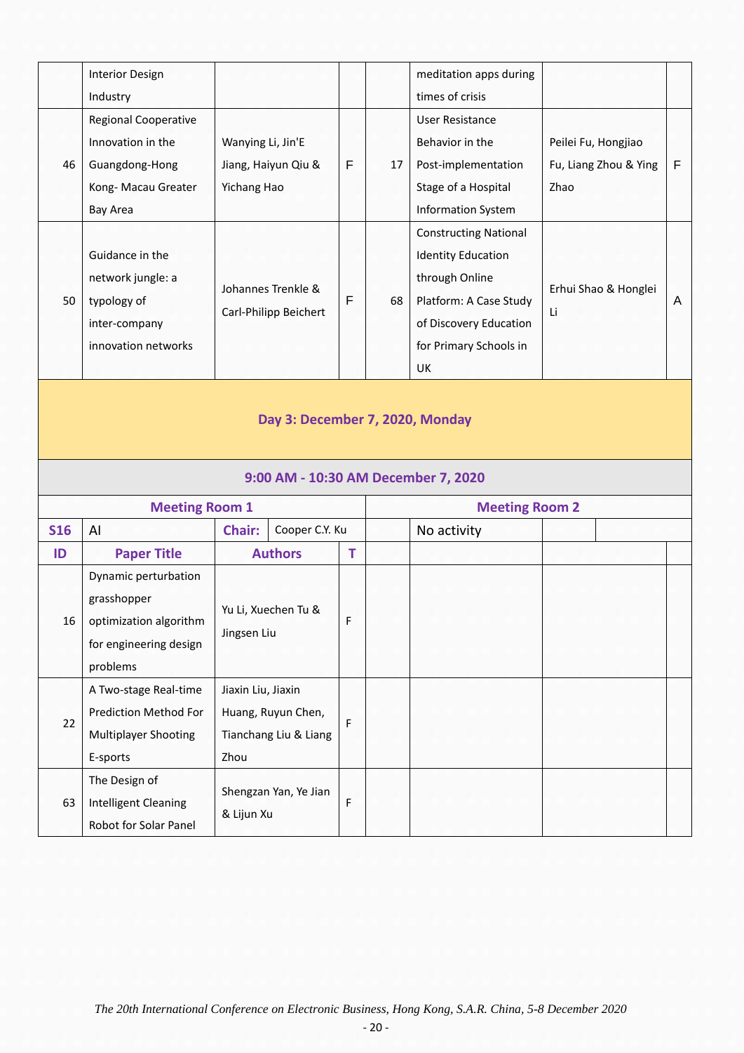| | | | | | | | |
|---|---|---|---|---|---|---|---|
| | Interior Design Industry | | | | meditation apps during times of crisis | | |
| 46 | Regional Cooperative Innovation in the Guangdong-Hong Kong- Macau Greater Bay Area | Wanying Li, Jin'E Jiang, Haiyun Qiu & Yichang Hao | F | 17 | User Resistance Behavior in the Post-implementation Stage of a Hospital Information System | Peilei Fu, Hongjiao Fu, Liang Zhou & Ying Zhao | F |
| 50 | Guidance in the network jungle: a typology of inter-company innovation networks | Johannes Trenkle & Carl-Philipp Beichert | F | 68 | Constructing National Identity Education through Online Platform: A Case Study of Discovery Education for Primary Schools in UK | Erhui Shao & Honglei Li | A |

## Day 3: December 7, 2020, Monday

### 9:00 AM - 10:30 AM December 7, 2020

| **Meeting Room 1** | | | | **Meeting Room 2** | | | |
|---|---|---|---|---|---|---|---|
| **S16** | AI | **Chair:** Cooper C.Y. Ku | | | No activity | | |
| **ID** | **Paper Title** | **Authors** | **T** | | | | |
| 16 | Dynamic perturbation grasshopper optimization algorithm for engineering design problems | Yu Li, Xuechen Tu & Jingsen Liu | F | | | | |
| 22 | A Two-stage Real-time Prediction Method For Multiplayer Shooting E-sports | Jiaxin Liu, Jiaxin Huang, Ruyun Chen, Tianchang Liu & Liang Zhou | F | | | | |
| 63 | The Design of Intelligent Cleaning Robot for Solar Panel | Shengzan Yan, Ye Jian & Lijun Xu | F | | | | |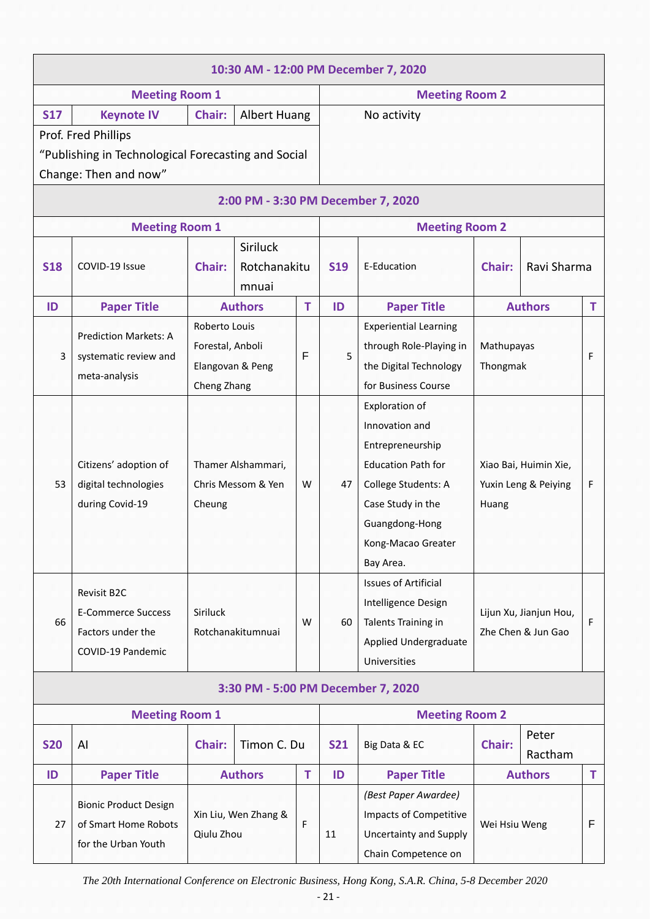## 10:30 AM - 12:00 PM December 7, 2020

| Meeting Room 1 | | | | Meeting Room 2 |
|---|---|---|---|---|
| S17 | Keynote IV | Chair: | Albert Huang | No activity |
| Prof. Fred Phillips<br>"Publishing in Technological Forecasting and Social Change: Then and now" | | | | |

## 2:00 PM - 3:30 PM December 7, 2020

| Meeting Room 1 | | | | | Meeting Room 2 | | | | |
|---|---|---|---|---|---|---|---|---|---|
| S18 | COVID-19 Issue | Chair: | Siriluck Rotchanakitumnuai | | S19 | E-Education | Chair: | Ravi Sharma | |
| ID | Paper Title | Authors | | T | ID | Paper Title | Authors | | T |
| 3 | Prediction Markets: A systematic review and meta-analysis | Roberto Louis Forestal, Anboli Elangovan & Peng Cheng Zhang | | F | 5 | Experiential Learning through Role-Playing in the Digital Technology for Business Course | Mathupayas Thongmak | | F |
| 53 | Citizens' adoption of digital technologies during Covid-19 | Thamer Alshammari, Chris Messom & Yen Cheung | | W | 47 | Exploration of Innovation and Entrepreneurship Education Path for College Students: A Case Study in the Guangdong-Hong Kong-Macao Greater Bay Area. | Xiao Bai, Huimin Xie, Yuxin Leng & Peiying Huang | | F |
| 66 | Revisit B2C E-Commerce Success Factors under the COVID-19 Pandemic | Siriluck Rotchanakitumnuai | | W | 60 | Issues of Artificial Intelligence Design Talents Training in Applied Undergraduate Universities | Lijun Xu, Jianjun Hou, Zhe Chen & Jun Gao | | F |

## 3:30 PM - 5:00 PM December 7, 2020

| Meeting Room 1 | | | | | Meeting Room 2 | | | | |
|---|---|---|---|---|---|---|---|---|---|
| S20 | AI | Chair: | Timon C. Du | | S21 | Big Data & EC | Chair: | Peter Ractham | |
| ID | Paper Title | Authors | | T | ID | Paper Title | Authors | | T |
| 27 | Bionic Product Design of Smart Home Robots for the Urban Youth | Xin Liu, Wen Zhang & Qiulu Zhou | | F | 11 | *(Best Paper Awardee)* Impacts of Competitive Uncertainty and Supply Chain Competence on | Wei Hsiu Weng | | F |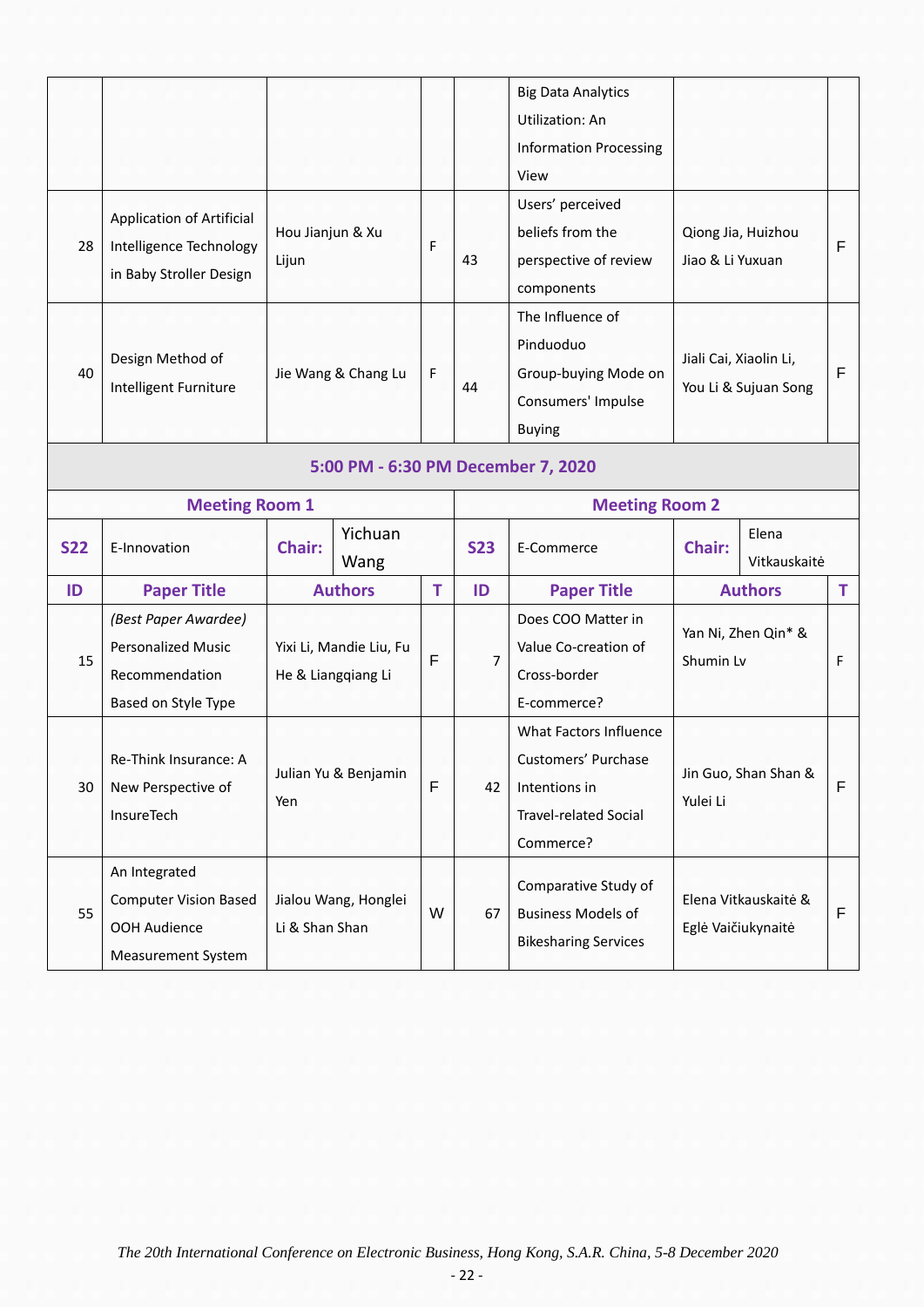| | | | | | | | |
|---|---|---|---|---|---|---|---|
| | | | | | Big Data Analytics Utilization: An Information Processing View | | |
| 28 | Application of Artificial Intelligence Technology in Baby Stroller Design | Hou Jianjun & Xu Lijun | F | 43 | Users' perceived beliefs from the perspective of review components | Qiong Jia, Huizhou Jiao & Li Yuxuan | F |
| 40 | Design Method of Intelligent Furniture | Jie Wang & Chang Lu | F | 44 | The Influence of Pinduoduo Group-buying Mode on Consumers' Impulse Buying | Jiali Cai, Xiaolin Li, You Li & Sujuan Song | F |

## 5:00 PM - 6:30 PM December 7, 2020

| **Meeting Room 1** | | | | **Meeting Room 2** | | | |
|---|---|---|---|---|---|---|---|
| **S22** | E-Innovation | **Chair:** Yichuan Wang | | **S23** | E-Commerce | **Chair:** Elena Vitkauskaitė | |
| **ID** | **Paper Title** | **Authors** | **T** | **ID** | **Paper Title** | **Authors** | **T** |
| 15 | *(Best Paper Awardee)* Personalized Music Recommendation Based on Style Type | Yixi Li, Mandie Liu, Fu He & Liangqiang Li | F | 7 | Does COO Matter in Value Co-creation of Cross-border E-commerce? | Yan Ni, Zhen Qin* & Shumin Lv | F |
| 30 | Re-Think Insurance: A New Perspective of InsureTech | Julian Yu & Benjamin Yen | F | 42 | What Factors Influence Customers' Purchase Intentions in Travel-related Social Commerce? | Jin Guo, Shan Shan & Yulei Li | F |
| 55 | An Integrated Computer Vision Based OOH Audience Measurement System | Jialou Wang, Honglei Li & Shan Shan | W | 67 | Comparative Study of Business Models of Bikesharing Services | Elena Vitkauskaitė & Eglė Vaičiukynaitė | F |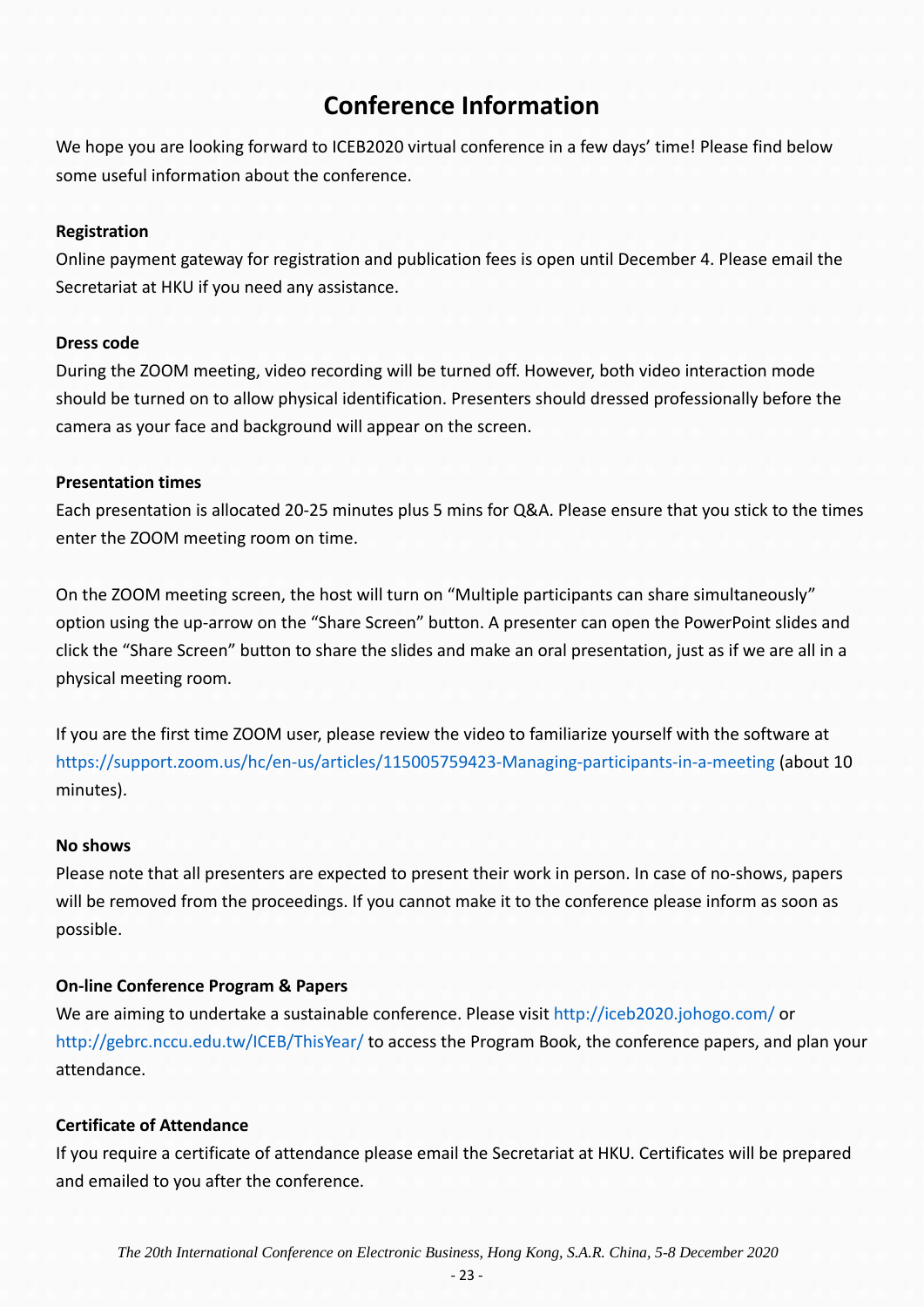# Conference Information

We hope you are looking forward to ICEB2020 virtual conference in a few days' time! Please find below some useful information about the conference.

**Registration**

Online payment gateway for registration and publication fees is open until December 4. Please email the Secretariat at HKU if you need any assistance.

**Dress code**

During the ZOOM meeting, video recording will be turned off. However, both video interaction mode should be turned on to allow physical identification. Presenters should dressed professionally before the camera as your face and background will appear on the screen.

**Presentation times**

Each presentation is allocated 20-25 minutes plus 5 mins for Q&A. Please ensure that you stick to the times enter the ZOOM meeting room on time.

On the ZOOM meeting screen, the host will turn on "Multiple participants can share simultaneously" option using the up-arrow on the "Share Screen" button. A presenter can open the PowerPoint slides and click the "Share Screen" button to share the slides and make an oral presentation, just as if we are all in a physical meeting room.

If you are the first time ZOOM user, please review the video to familiarize yourself with the software at https://support.zoom.us/hc/en-us/articles/115005759423-Managing-participants-in-a-meeting (about 10 minutes).

**No shows**

Please note that all presenters are expected to present their work in person. In case of no-shows, papers will be removed from the proceedings. If you cannot make it to the conference please inform as soon as possible.

**On-line Conference Program & Papers**

We are aiming to undertake a sustainable conference. Please visit http://iceb2020.johogo.com/ or http://gebrc.nccu.edu.tw/ICEB/ThisYear/ to access the Program Book, the conference papers, and plan your attendance.

**Certificate of Attendance**

If you require a certificate of attendance please email the Secretariat at HKU. Certificates will be prepared and emailed to you after the conference.